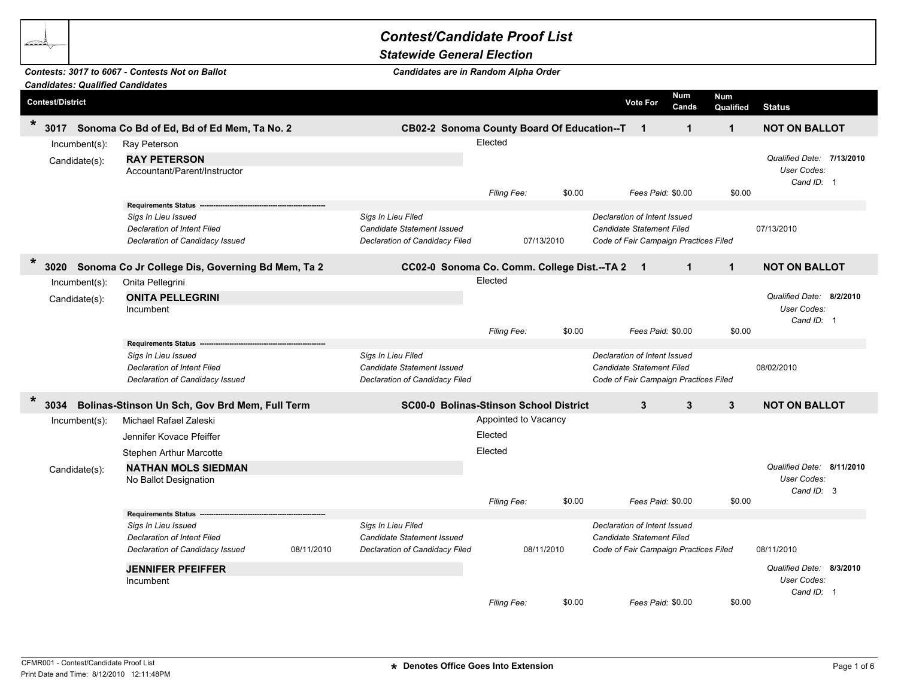# Contest/Candidate Proof List

## Statewide General Election

***Contests: 3017 to 6067 - Contests Not on Ballot***
***Candidates: Qualified Candidates***

***Candidates are in Random Alpha Order***

| Contest/District | | Vote For | Num Cands | Num Qualified | Status |
|---|---|---|---|---|---|
| * **3017 Sonoma Co Bd of Ed, Bd of Ed Mem, Ta No. 2** | **CB02-2 Sonoma County Board Of Education--T** | **1** | **1** | **1** | **NOT ON BALLOT** |

Incumbent(s): Ray Peterson — Elected

Candidate(s):

**RAY PETERSON**
Accountant/Parent/Instructor

*Qualified Date:* **7/13/2010**
*User Codes:*
*Cand ID:* 1

*Filing Fee:* $0.00 *Fees Paid:* $0.00 $0.00

**Requirements Status**

| | | | | | |
|---|---|---|---|---|---|
| *Sigs In Lieu Issued* | | *Sigs In Lieu Filed* | | *Declaration of Intent Issued* | |
| *Declaration of Intent Filed* | | *Candidate Statement Issued* | | *Candidate Statement Filed* | 07/13/2010 |
| *Declaration of Candidacy Issued* | | *Declaration of Candidacy Filed* | 07/13/2010 | *Code of Fair Campaign Practices Filed* | |

| Contest/District | | Vote For | Num Cands | Num Qualified | Status |
|---|---|---|---|---|---|
| * **3020 Sonoma Co Jr College Dis, Governing Bd Mem, Ta 2** | **CC02-0 Sonoma Co. Comm. College Dist.--TA 2** | **1** | **1** | **1** | **NOT ON BALLOT** |

Incumbent(s): Onita Pellegrini — Elected

Candidate(s):

**ONITA PELLEGRINI**
Incumbent

*Qualified Date:* **8/2/2010**
*User Codes:*
*Cand ID:* 1

*Filing Fee:* $0.00 *Fees Paid:* $0.00 $0.00

**Requirements Status**

| | | | | | |
|---|---|---|---|---|---|
| *Sigs In Lieu Issued* | | *Sigs In Lieu Filed* | | *Declaration of Intent Issued* | |
| *Declaration of Intent Filed* | | *Candidate Statement Issued* | | *Candidate Statement Filed* | 08/02/2010 |
| *Declaration of Candidacy Issued* | | *Declaration of Candidacy Filed* | | *Code of Fair Campaign Practices Filed* | |

| Contest/District | | Vote For | Num Cands | Num Qualified | Status |
|---|---|---|---|---|---|
| * **3034 Bolinas-Stinson Un Sch, Gov Brd Mem, Full Term** | **SC00-0 Bolinas-Stinson School District** | **3** | **3** | **3** | **NOT ON BALLOT** |

Incumbent(s):
- Michael Rafael Zaleski — Appointed to Vacancy
- Jennifer Kovace Pfeiffer — Elected
- Stephen Arthur Marcotte — Elected

Candidate(s):

**NATHAN MOLS SIEDMAN**
No Ballot Designation

*Qualified Date:* **8/11/2010**
*User Codes:*
*Cand ID:* 3

*Filing Fee:* $0.00 *Fees Paid:* $0.00 $0.00

**Requirements Status**

| | | | | | |
|---|---|---|---|---|---|
| *Sigs In Lieu Issued* | | *Sigs In Lieu Filed* | | *Declaration of Intent Issued* | |
| *Declaration of Intent Filed* | | *Candidate Statement Issued* | | *Candidate Statement Filed* | |
| *Declaration of Candidacy Issued* | 08/11/2010 | *Declaration of Candidacy Filed* | 08/11/2010 | *Code of Fair Campaign Practices Filed* | 08/11/2010 |

**JENNIFER PFEIFFER**
Incumbent

*Qualified Date:* **8/3/2010**
*User Codes:*
*Cand ID:* 1

*Filing Fee:* $0.00 *Fees Paid:* $0.00 $0.00

CFMR001 - Contest/Candidate Proof List
Print Date and Time: 8/12/2010 12:11:48PM

\* Denotes Office Goes Into Extension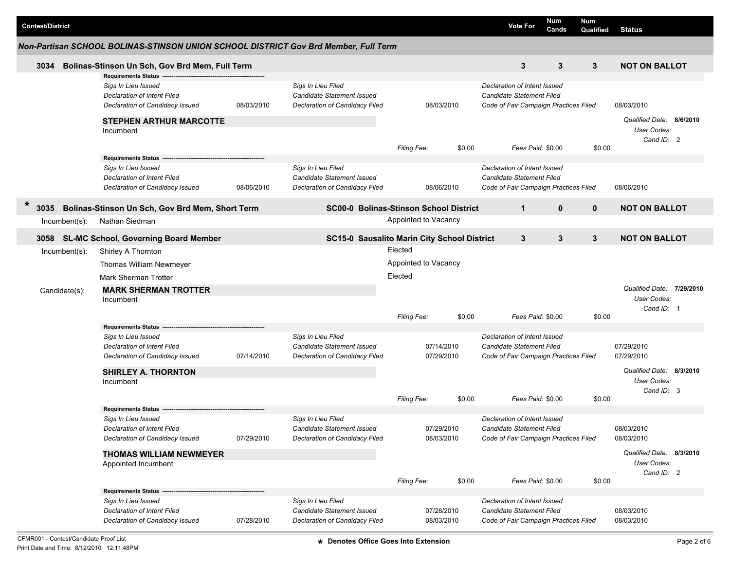| Contest/District | Vote For | Num Cands | Num Qualified | Status |
|---|---|---|---|---|

### Non-Partisan SCHOOL BOLINAS-STINSON UNION SCHOOL DISTRICT Gov Brd Member, Full Term

**3034 Bolinas-Stinson Un Sch, Gov Brd Mem, Full Term** — Vote For: **3** | Num Cands: **3** | Num Qualified: **3** | **NOT ON BALLOT**

**Requirements Status**

| | | | | | |
|---|---|---|---|---|---|
| *Sigs In Lieu Issued* | | *Sigs In Lieu Filed* | | *Declaration of Intent Issued* | |
| *Declaration of Intent Filed* | | *Candidate Statement Issued* | | *Candidate Statement Filed* | |
| *Declaration of Candidacy Issued* | 08/03/2010 | *Declaration of Candidacy Filed* | 08/03/2010 | *Code of Fair Campaign Practices Filed* | 08/03/2010 |

**STEPHEN ARTHUR MARCOTTE**
Incumbent

*Qualified Date:* **8/6/2010**
*User Codes:*
*Cand ID:* 2

*Filing Fee:* $0.00 *Fees Paid:* $0.00 $0.00

**Requirements Status**

| | | | | | |
|---|---|---|---|---|---|
| *Sigs In Lieu Issued* | | *Sigs In Lieu Filed* | | *Declaration of Intent Issued* | |
| *Declaration of Intent Filed* | | *Candidate Statement Issued* | | *Candidate Statement Filed* | |
| *Declaration of Candidacy Issued* | 08/06/2010 | *Declaration of Candidacy Filed* | 08/06/2010 | *Code of Fair Campaign Practices Filed* | 08/06/2010 |

**\* 3035 Bolinas-Stinson Un Sch, Gov Brd Mem, Short Term** — **SC00-0 Bolinas-Stinson School District** — Vote For: **1** | Num Cands: **0** | Num Qualified: **0** | **NOT ON BALLOT**

Incumbent(s): Nathan Siedman — Appointed to Vacancy

**3058 SL-MC School, Governing Board Member** — **SC15-0 Sausalito Marin City School District** — Vote For: **3** | Num Cands: **3** | Num Qualified: **3** | **NOT ON BALLOT**

Incumbent(s):
- Shirley A Thornton — Elected
- Thomas William Newmeyer — Appointed to Vacancy
- Mark Sherman Trotter — Elected

Candidate(s):

**MARK SHERMAN TROTTER**
Incumbent

*Qualified Date:* **7/29/2010**
*User Codes:*
*Cand ID:* 1

*Filing Fee:* $0.00 *Fees Paid:* $0.00 $0.00

**Requirements Status**

| | | | | | |
|---|---|---|---|---|---|
| *Sigs In Lieu Issued* | | *Sigs In Lieu Filed* | | *Declaration of Intent Issued* | |
| *Declaration of Intent Filed* | | *Candidate Statement Issued* | 07/14/2010 | *Candidate Statement Filed* | 07/29/2010 |
| *Declaration of Candidacy Issued* | 07/14/2010 | *Declaration of Candidacy Filed* | 07/29/2010 | *Code of Fair Campaign Practices Filed* | 07/29/2010 |

**SHIRLEY A. THORNTON**
Incumbent

*Qualified Date:* **8/3/2010**
*User Codes:*
*Cand ID:* 3

*Filing Fee:* $0.00 *Fees Paid:* $0.00 $0.00

**Requirements Status**

| | | | | | |
|---|---|---|---|---|---|
| *Sigs In Lieu Issued* | | *Sigs In Lieu Filed* | | *Declaration of Intent Issued* | |
| *Declaration of Intent Filed* | | *Candidate Statement Issued* | 07/29/2010 | *Candidate Statement Filed* | 08/03/2010 |
| *Declaration of Candidacy Issued* | 07/29/2010 | *Declaration of Candidacy Filed* | 08/03/2010 | *Code of Fair Campaign Practices Filed* | 08/03/2010 |

**THOMAS WILLIAM NEWMEYER**
Appointed Incumbent

*Qualified Date:* **8/3/2010**
*User Codes:*
*Cand ID:* 2

*Filing Fee:* $0.00 *Fees Paid:* $0.00 $0.00

**Requirements Status**

| | | | | | |
|---|---|---|---|---|---|
| *Sigs In Lieu Issued* | | *Sigs In Lieu Filed* | | *Declaration of Intent Issued* | |
| *Declaration of Intent Filed* | | *Candidate Statement Issued* | 07/28/2010 | *Candidate Statement Filed* | 08/03/2010 |
| *Declaration of Candidacy Issued* | 07/28/2010 | *Declaration of Candidacy Filed* | 08/03/2010 | *Code of Fair Campaign Practices Filed* | 08/03/2010 |

CFMR001 - Contest/Candidate Proof List
Print Date and Time: 8/12/2010 12:11:48PM

\* Denotes Office Goes Into Extension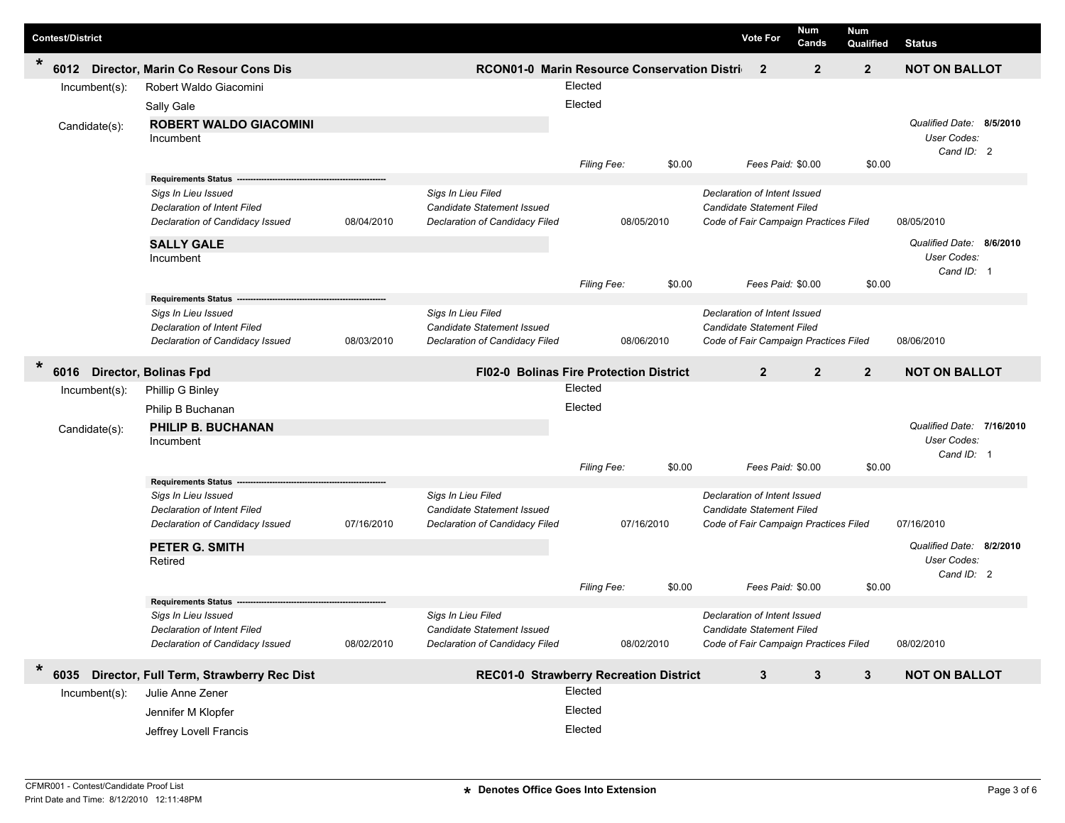| Contest/District | | Vote For | Num Cands | Num Qualified | Status |
|---|---|---|---|---|---|

## * 6012 Director, Marin Co Resour Cons Dis — RCON01-0 Marin Resource Conservation Distri

| Vote For | Num Cands | Num Qualified | Status |
|---|---|---|---|
| 2 | 2 | 2 | NOT ON BALLOT |

**Incumbent(s):**

| Name | Status |
|---|---|
| Robert Waldo Giacomini | Elected |
| Sally Gale | Elected |

**Candidate(s):**

**ROBERT WALDO GIACOMINI**
Incumbent

*Qualified Date:* **8/5/2010**
*User Codes:*
*Cand ID:* 2

*Filing Fee:* $0.00 — *Fees Paid:* $0.00 — $0.00

**Requirements Status**

| | | | | | |
|---|---|---|---|---|---|
| *Sigs In Lieu Issued* | | *Sigs In Lieu Filed* | | *Declaration of Intent Issued* | |
| *Declaration of Intent Filed* | | *Candidate Statement Issued* | | *Candidate Statement Filed* | |
| *Declaration of Candidacy Issued* | 08/04/2010 | *Declaration of Candidacy Filed* | 08/05/2010 | *Code of Fair Campaign Practices Filed* | 08/05/2010 |

**SALLY GALE**
Incumbent

*Qualified Date:* **8/6/2010**
*User Codes:*
*Cand ID:* 1

*Filing Fee:* $0.00 — *Fees Paid:* $0.00 — $0.00

**Requirements Status**

| | | | | | |
|---|---|---|---|---|---|
| *Sigs In Lieu Issued* | | *Sigs In Lieu Filed* | | *Declaration of Intent Issued* | |
| *Declaration of Intent Filed* | | *Candidate Statement Issued* | | *Candidate Statement Filed* | |
| *Declaration of Candidacy Issued* | 08/03/2010 | *Declaration of Candidacy Filed* | 08/06/2010 | *Code of Fair Campaign Practices Filed* | 08/06/2010 |

## * 6016 Director, Bolinas Fpd — FI02-0 Bolinas Fire Protection District

| Vote For | Num Cands | Num Qualified | Status |
|---|---|---|---|
| 2 | 2 | 2 | NOT ON BALLOT |

**Incumbent(s):**

| Name | Status |
|---|---|
| Phillip G Binley | Elected |
| Philip B Buchanan | Elected |

**Candidate(s):**

**PHILIP B. BUCHANAN**
Incumbent

*Qualified Date:* **7/16/2010**
*User Codes:*
*Cand ID:* 1

*Filing Fee:* $0.00 — *Fees Paid:* $0.00 — $0.00

**Requirements Status**

| | | | | | |
|---|---|---|---|---|---|
| *Sigs In Lieu Issued* | | *Sigs In Lieu Filed* | | *Declaration of Intent Issued* | |
| *Declaration of Intent Filed* | | *Candidate Statement Issued* | | *Candidate Statement Filed* | |
| *Declaration of Candidacy Issued* | 07/16/2010 | *Declaration of Candidacy Filed* | 07/16/2010 | *Code of Fair Campaign Practices Filed* | 07/16/2010 |

**PETER G. SMITH**
Retired

*Qualified Date:* **8/2/2010**
*User Codes:*
*Cand ID:* 2

*Filing Fee:* $0.00 — *Fees Paid:* $0.00 — $0.00

**Requirements Status**

| | | | | | |
|---|---|---|---|---|---|
| *Sigs In Lieu Issued* | | *Sigs In Lieu Filed* | | *Declaration of Intent Issued* | |
| *Declaration of Intent Filed* | | *Candidate Statement Issued* | | *Candidate Statement Filed* | |
| *Declaration of Candidacy Issued* | 08/02/2010 | *Declaration of Candidacy Filed* | 08/02/2010 | *Code of Fair Campaign Practices Filed* | 08/02/2010 |

## * 6035 Director, Full Term, Strawberry Rec Dist — REC01-0 Strawberry Recreation District

| Vote For | Num Cands | Num Qualified | Status |
|---|---|---|---|
| 3 | 3 | 3 | NOT ON BALLOT |

**Incumbent(s):**

| Name | Status |
|---|---|
| Julie Anne Zener | Elected |
| Jennifer M Klopfer | Elected |
| Jeffrey Lovell Francis | Elected |

CFMR001 - Contest/Candidate Proof List
Print Date and Time: 8/12/2010 12:11:48PM

* Denotes Office Goes Into Extension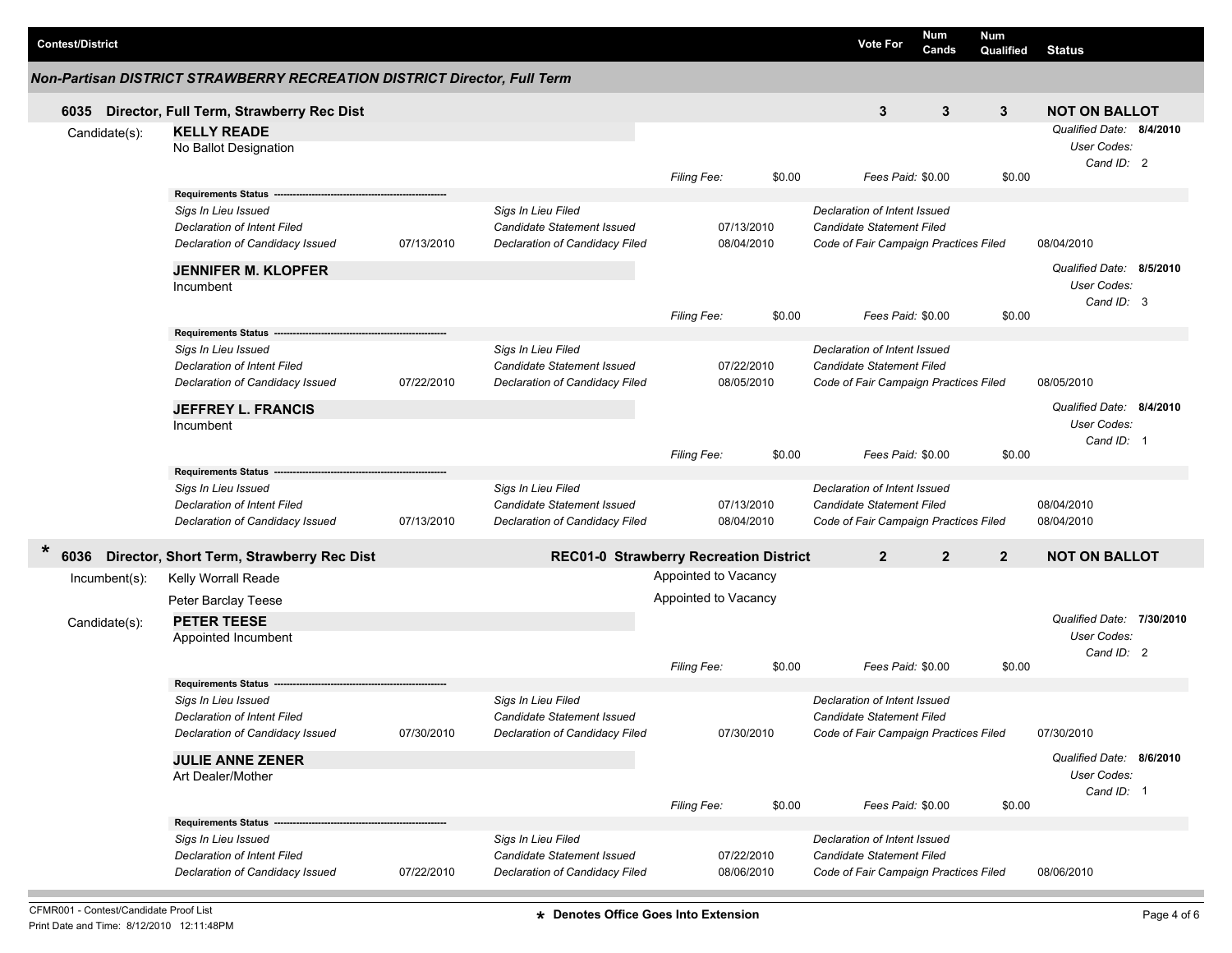| Contest/District | Vote For | Num Cands | Num Qualified | Status |
|---|---|---|---|---|

## Non-Partisan DISTRICT STRAWBERRY RECREATION DISTRICT Director, Full Term

### 6035 Director, Full Term, Strawberry Rec Dist

| Vote For | Num Cands | Num Qualified | Status |
|---|---|---|---|
| 3 | 3 | 3 | NOT ON BALLOT |

**Candidate(s):**

**KELLY READE**
No Ballot Designation

*Qualified Date:* **8/4/2010**
*User Codes:*
*Cand ID:* 2

*Filing Fee:* $0.00 *Fees Paid:* $0.00 $0.00

**Requirements Status**

| | | | | | |
|---|---|---|---|---|---|
| *Sigs In Lieu Issued* | | *Sigs In Lieu Filed* | | *Declaration of Intent Issued* | |
| *Declaration of Intent Filed* | | *Candidate Statement Issued* | 07/13/2010 | *Candidate Statement Filed* | |
| *Declaration of Candidacy Issued* | 07/13/2010 | *Declaration of Candidacy Filed* | 08/04/2010 | *Code of Fair Campaign Practices Filed* | 08/04/2010 |

**JENNIFER M. KLOPFER**
Incumbent

*Qualified Date:* **8/5/2010**
*User Codes:*
*Cand ID:* 3

*Filing Fee:* $0.00 *Fees Paid:* $0.00 $0.00

**Requirements Status**

| | | | | | |
|---|---|---|---|---|---|
| *Sigs In Lieu Issued* | | *Sigs In Lieu Filed* | | *Declaration of Intent Issued* | |
| *Declaration of Intent Filed* | | *Candidate Statement Issued* | 07/22/2010 | *Candidate Statement Filed* | |
| *Declaration of Candidacy Issued* | 07/22/2010 | *Declaration of Candidacy Filed* | 08/05/2010 | *Code of Fair Campaign Practices Filed* | 08/05/2010 |

**JEFFREY L. FRANCIS**
Incumbent

*Qualified Date:* **8/4/2010**
*User Codes:*
*Cand ID:* 1

*Filing Fee:* $0.00 *Fees Paid:* $0.00 $0.00

**Requirements Status**

| | | | | | |
|---|---|---|---|---|---|
| *Sigs In Lieu Issued* | | *Sigs In Lieu Filed* | | *Declaration of Intent Issued* | |
| *Declaration of Intent Filed* | | *Candidate Statement Issued* | 07/13/2010 | *Candidate Statement Filed* | 08/04/2010 |
| *Declaration of Candidacy Issued* | 07/13/2010 | *Declaration of Candidacy Filed* | 08/04/2010 | *Code of Fair Campaign Practices Filed* | 08/04/2010 |

### * 6036 Director, Short Term, Strawberry Rec Dist — REC01-0 Strawberry Recreation District

| Vote For | Num Cands | Num Qualified | Status |
|---|---|---|---|
| 2 | 2 | 2 | NOT ON BALLOT |

**Incumbent(s):**

| | |
|---|---|
| Kelly Worrall Reade | Appointed to Vacancy |
| Peter Barclay Teese | Appointed to Vacancy |

**Candidate(s):**

**PETER TEESE**
Appointed Incumbent

*Qualified Date:* **7/30/2010**
*User Codes:*
*Cand ID:* 2

*Filing Fee:* $0.00 *Fees Paid:* $0.00 $0.00

**Requirements Status**

| | | | | | |
|---|---|---|---|---|---|
| *Sigs In Lieu Issued* | | *Sigs In Lieu Filed* | | *Declaration of Intent Issued* | |
| *Declaration of Intent Filed* | | *Candidate Statement Issued* | | *Candidate Statement Filed* | |
| *Declaration of Candidacy Issued* | 07/30/2010 | *Declaration of Candidacy Filed* | 07/30/2010 | *Code of Fair Campaign Practices Filed* | 07/30/2010 |

**JULIE ANNE ZENER**
Art Dealer/Mother

*Qualified Date:* **8/6/2010**
*User Codes:*
*Cand ID:* 1

*Filing Fee:* $0.00 *Fees Paid:* $0.00 $0.00

**Requirements Status**

| | | | | | |
|---|---|---|---|---|---|
| *Sigs In Lieu Issued* | | *Sigs In Lieu Filed* | | *Declaration of Intent Issued* | |
| *Declaration of Intent Filed* | | *Candidate Statement Issued* | 07/22/2010 | *Candidate Statement Filed* | |
| *Declaration of Candidacy Issued* | 07/22/2010 | *Declaration of Candidacy Filed* | 08/06/2010 | *Code of Fair Campaign Practices Filed* | 08/06/2010 |

CFMR001 - Contest/Candidate Proof List
Print Date and Time: 8/12/2010 12:11:48PM

* Denotes Office Goes Into Extension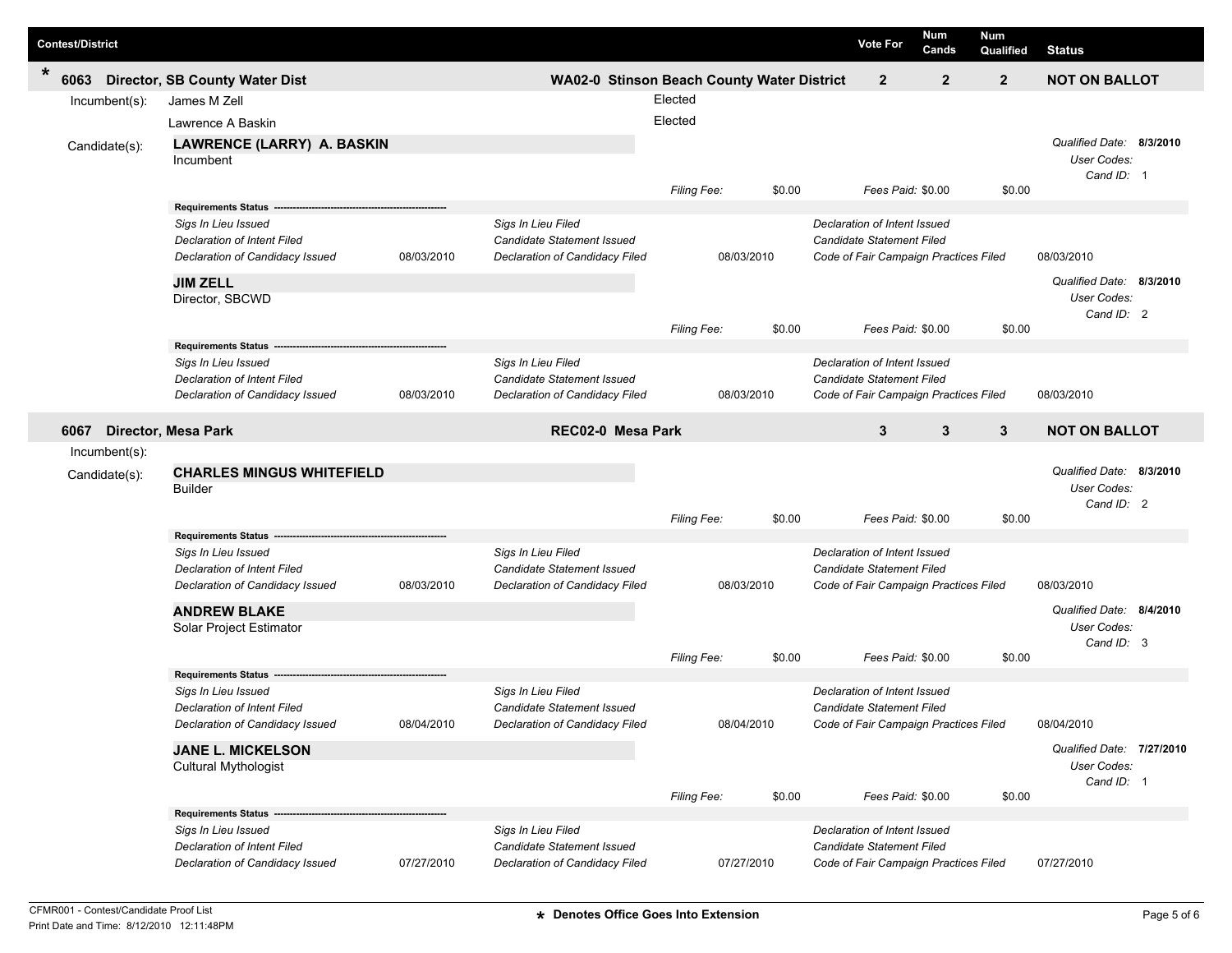| Contest/District | | Vote For | Num Cands | Num Qualified | Status |
|---|---|---|---|---|---|
| * 6063 Director, SB County Water Dist | WA02-0 Stinson Beach County Water District | 2 | 2 | 2 | NOT ON BALLOT |

Incumbent(s): James M Zell — Elected

Lawrence A Baskin — Elected

Candidate(s):

**LAWRENCE (LARRY) A. BASKIN**
Incumbent

*Qualified Date:* **8/3/2010**
*User Codes:*
*Cand ID:* 1

*Filing Fee:* $0.00 *Fees Paid:* $0.00 $0.00

**Requirements Status**

| | | | | | |
|---|---|---|---|---|---|
| *Sigs In Lieu Issued* | | *Sigs In Lieu Filed* | | *Declaration of Intent Issued* | |
| *Declaration of Intent Filed* | | *Candidate Statement Issued* | | *Candidate Statement Filed* | |
| *Declaration of Candidacy Issued* | 08/03/2010 | *Declaration of Candidacy Filed* | 08/03/2010 | *Code of Fair Campaign Practices Filed* | 08/03/2010 |

**JIM ZELL**
Director, SBCWD

*Qualified Date:* **8/3/2010**
*User Codes:*
*Cand ID:* 2

*Filing Fee:* $0.00 *Fees Paid:* $0.00 $0.00

**Requirements Status**

| | | | | | |
|---|---|---|---|---|---|
| *Sigs In Lieu Issued* | | *Sigs In Lieu Filed* | | *Declaration of Intent Issued* | |
| *Declaration of Intent Filed* | | *Candidate Statement Issued* | | *Candidate Statement Filed* | |
| *Declaration of Candidacy Issued* | 08/03/2010 | *Declaration of Candidacy Filed* | 08/03/2010 | *Code of Fair Campaign Practices Filed* | 08/03/2010 |

| Contest/District | | Vote For | Num Cands | Num Qualified | Status |
|---|---|---|---|---|---|
| 6067 Director, Mesa Park | REC02-0 Mesa Park | 3 | 3 | 3 | NOT ON BALLOT |

Incumbent(s):

Candidate(s):

**CHARLES MINGUS WHITEFIELD**
Builder

*Qualified Date:* **8/3/2010**
*User Codes:*
*Cand ID:* 2

*Filing Fee:* $0.00 *Fees Paid:* $0.00 $0.00

**Requirements Status**

| | | | | | |
|---|---|---|---|---|---|
| *Sigs In Lieu Issued* | | *Sigs In Lieu Filed* | | *Declaration of Intent Issued* | |
| *Declaration of Intent Filed* | | *Candidate Statement Issued* | | *Candidate Statement Filed* | |
| *Declaration of Candidacy Issued* | 08/03/2010 | *Declaration of Candidacy Filed* | 08/03/2010 | *Code of Fair Campaign Practices Filed* | 08/03/2010 |

**ANDREW BLAKE**
Solar Project Estimator

*Qualified Date:* **8/4/2010**
*User Codes:*
*Cand ID:* 3

*Filing Fee:* $0.00 *Fees Paid:* $0.00 $0.00

**Requirements Status**

| | | | | | |
|---|---|---|---|---|---|
| *Sigs In Lieu Issued* | | *Sigs In Lieu Filed* | | *Declaration of Intent Issued* | |
| *Declaration of Intent Filed* | | *Candidate Statement Issued* | | *Candidate Statement Filed* | |
| *Declaration of Candidacy Issued* | 08/04/2010 | *Declaration of Candidacy Filed* | 08/04/2010 | *Code of Fair Campaign Practices Filed* | 08/04/2010 |

**JANE L. MICKELSON**
Cultural Mythologist

*Qualified Date:* **7/27/2010**
*User Codes:*
*Cand ID:* 1

*Filing Fee:* $0.00 *Fees Paid:* $0.00 $0.00

**Requirements Status**

| | | | | | |
|---|---|---|---|---|---|
| *Sigs In Lieu Issued* | | *Sigs In Lieu Filed* | | *Declaration of Intent Issued* | |
| *Declaration of Intent Filed* | | *Candidate Statement Issued* | | *Candidate Statement Filed* | |
| *Declaration of Candidacy Issued* | 07/27/2010 | *Declaration of Candidacy Filed* | 07/27/2010 | *Code of Fair Campaign Practices Filed* | 07/27/2010 |

CFMR001 - Contest/Candidate Proof List
Print Date and Time: 8/12/2010 12:11:48PM

**\* Denotes Office Goes Into Extension**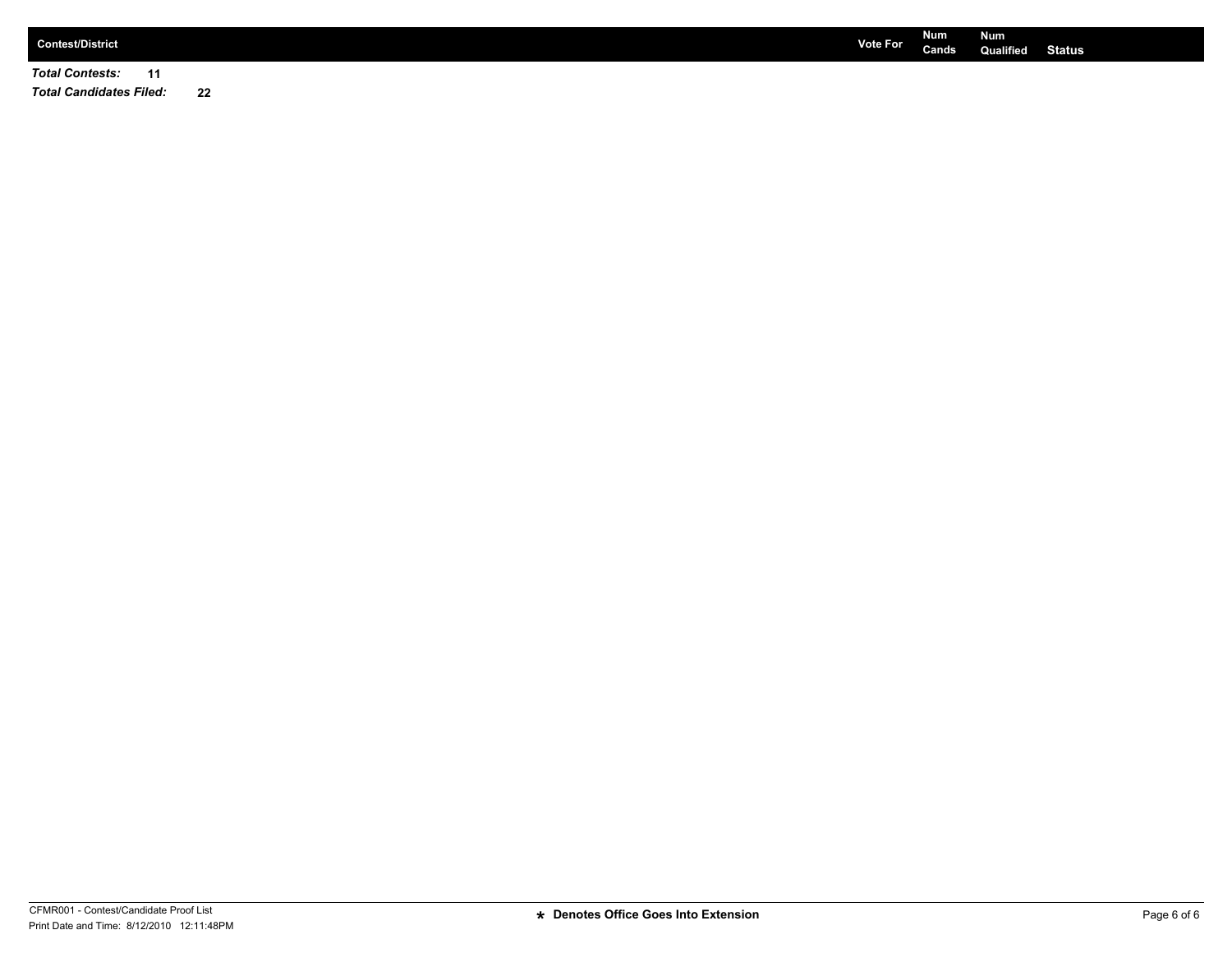| Contest/District | Vote For | Num Cands | Num Qualified | Status |
|---|---|---|---|---|

***Total Contests:*** **11**

***Total Candidates Filed:*** **22**

CFMR001 - Contest/Candidate Proof List
Print Date and Time: 8/12/2010 12:11:48PM

**\* Denotes Office Goes Into Extension**